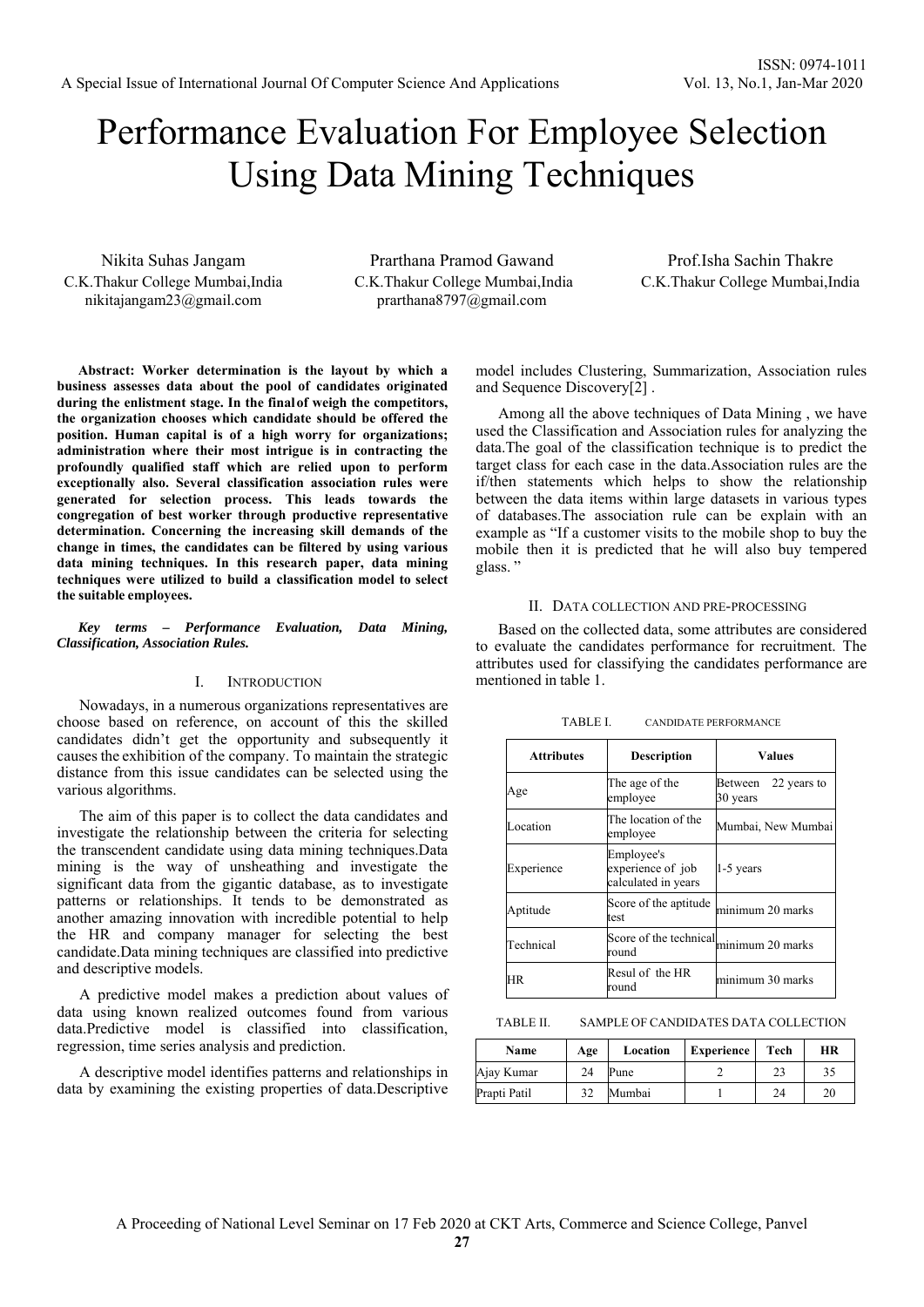# Performance Evaluation For Employee Selection Using Data Mining Techniques

Nikita Suhas Jangam
C.K.Thakur College Mumbai,India
nikitajangam23@gmail.com

Prarthana Pramod Gawand
C.K.Thakur College Mumbai,India
prarthana8797@gmail.com

Prof.Isha Sachin Thakre
C.K.Thakur College Mumbai,India

**Abstract: Worker determination is the layout by which a business assesses data about the pool of candidates originated during the enlistment stage. In the final of weigh the competitors, the organization chooses which candidate should be offered the position. Human capital is of a high worry for organizations; administration where their most intrigue is in contracting the profoundly qualified staff which are relied upon to perform exceptionally also. Several classification association rules were generated for selection process. This leads towards the congregation of best worker through productive representative determination. Concerning the increasing skill demands of the change in times, the candidates can be filtered by using various data mining techniques. In this research paper, data mining techniques were utilized to build a classification model to select the suitable employees.**

***Key terms – Performance Evaluation, Data Mining, Classification, Association Rules.***

## I. Introduction

Nowadays, in a numerous organizations representatives are choose based on reference, on account of this the skilled candidates didn't get the opportunity and subsequently it causes the exhibition of the company. To maintain the strategic distance from this issue candidates can be selected using the various algorithms.

The aim of this paper is to collect the data candidates and investigate the relationship between the criteria for selecting the transcendent candidate using data mining techniques.Data mining is the way of unsheathing and investigate the significant data from the gigantic database, as to investigate patterns or relationships. It tends to be demonstrated as another amazing innovation with incredible potential to help the HR and company manager for selecting the best candidate.Data mining techniques are classified into predictive and descriptive models.

A predictive model makes a prediction about values of data using known realized outcomes found from various data.Predictive model is classified into classification, regression, time series analysis and prediction.

A descriptive model identifies patterns and relationships in data by examining the existing properties of data.Descriptive model includes Clustering, Summarization, Association rules and Sequence Discovery[2] .

Among all the above techniques of Data Mining , we have used the Classification and Association rules for analyzing the data.The goal of the classification technique is to predict the target class for each case in the data.Association rules are the if/then statements which helps to show the relationship between the data items within large datasets in various types of databases.The association rule can be explain with an example as "If a customer visits to the mobile shop to buy the mobile then it is predicted that he will also buy tempered glass. "

## II. Data collection and pre-processing

Based on the collected data, some attributes are considered to evaluate the candidates performance for recruitment. The attributes used for classifying the candidates performance are mentioned in table 1.

TABLE I. CANDIDATE PERFORMANCE

| Attributes | Description | Values |
|---|---|---|
| Age | The age of the employee | Between 22 years to 30 years |
| Location | The location of the employee | Mumbai, New Mumbai |
| Experience | Employee's experience of job calculated in years | 1-5 years |
| Aptitude | Score of the aptitude test | minimum 20 marks |
| Technical | Score of the technical round | minimum 20 marks |
| HR | Resul of the HR round | minimum 30 marks |

TABLE II. SAMPLE OF CANDIDATES DATA COLLECTION

| Name | Age | Location | Experience | Tech | HR |
|---|---|---|---|---|---|
| Ajay Kumar | 24 | Pune | 2 | 23 | 35 |
| Prapti Patil | 32 | Mumbai | 1 | 24 | 20 |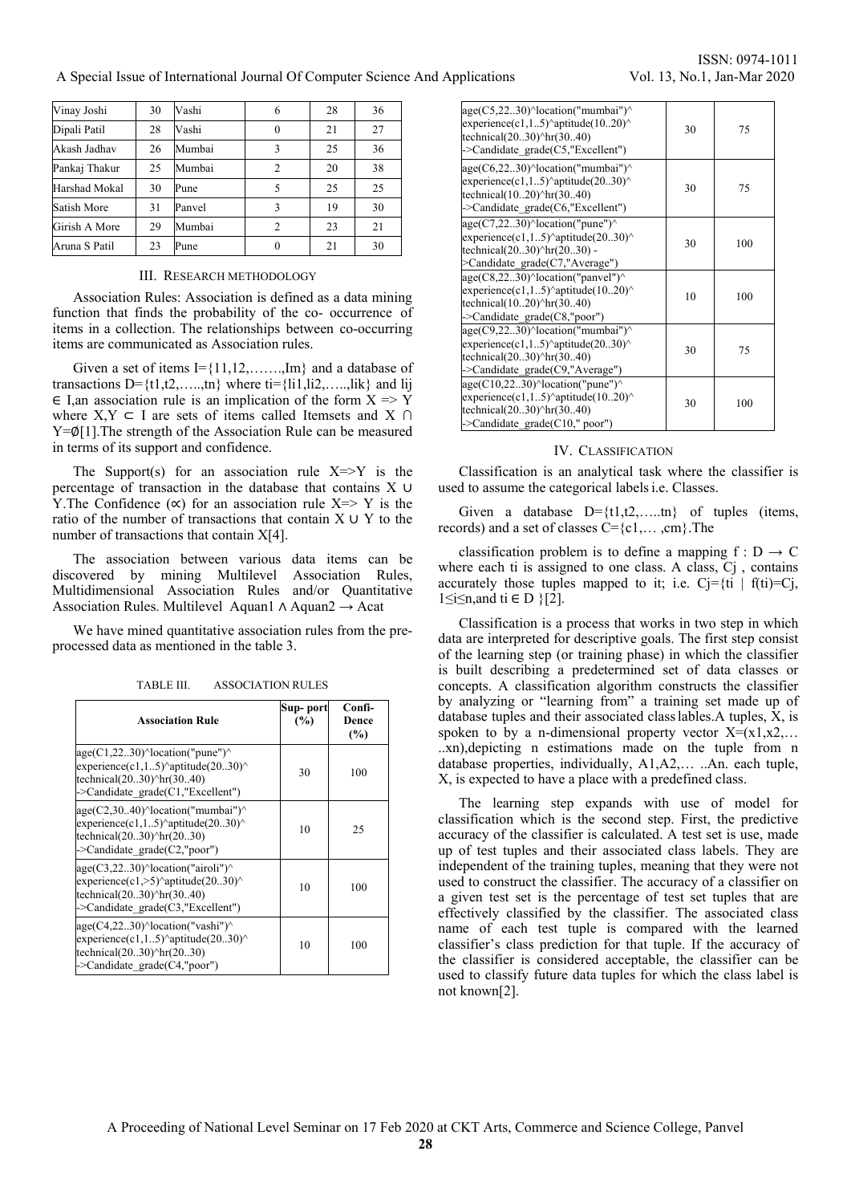| Vinay Joshi | 30 | Vashi | 6 | 28 | 36 |
|---|---|---|---|---|---|
| Dipali Patil | 28 | Vashi | 0 | 21 | 27 |
| Akash Jadhav | 26 | Mumbai | 3 | 25 | 36 |
| Pankaj Thakur | 25 | Mumbai | 2 | 20 | 38 |
| Harshad Mokal | 30 | Pune | 5 | 25 | 25 |
| Satish More | 31 | Panvel | 3 | 19 | 30 |
| Girish A More | 29 | Mumbai | 2 | 23 | 21 |
| Aruna S Patil | 23 | Pune | 0 | 21 | 30 |

## III. RESEARCH METHODOLOGY

Association Rules: Association is defined as a data mining function that finds the probability of the co- occurrence of items in a collection. The relationships between co-occurring items are communicated as Association rules.

Given a set of items I={I1,I2,…….,Im} and a database of transactions D={t1,t2,…..,tn} where ti={Ii1,Ii2,…..,Iik} and Iij ∈ I,an association rule is an implication of the form X => Y where X,Y ⊂ I are sets of items called Itemsets and X ∩ Y=∅[1].The strength of the Association Rule can be measured in terms of its support and confidence.

The Support(s) for an association rule X=>Y is the percentage of transaction in the database that contains X ∪ Y.The Confidence (∝) for an association rule X=> Y is the ratio of the number of transactions that contain X ∪ Y to the number of transactions that contain X[4].

The association between various data items can be discovered by mining Multilevel Association Rules, Multidimensional Association Rules and/or Quantitative Association Rules. Multilevel Aquan1 ∧ Aquan2 → Acat

We have mined quantitative association rules from the pre-processed data as mentioned in the table 3.

TABLE III. ASSOCIATION RULES

| Association Rule | Sup- port (%) | Confi- Dence (%) |
|---|---|---|
| age(C1,22..30)^location("pune")^ experience(c1,1..5)^aptitude(20..30)^ technical(20..30)^hr(30..40) ->Candidate_grade(C1,"Excellent") | 30 | 100 |
| age(C2,30..40)^location("mumbai")^ experience(c1,1..5)^aptitude(20..30)^ technical(20..30)^hr(20..30) ->Candidate_grade(C2,"poor") | 10 | 25 |
| age(C3,22..30)^location("airoli")^ experience(c1,>5)^aptitude(20..30)^ technical(20..30)^hr(30..40) ->Candidate_grade(C3,"Excellent") | 10 | 100 |
| age(C4,22..30)^location("vashi")^ experience(c1,1..5)^aptitude(20..30)^ technical(20..30)^hr(20..30) ->Candidate_grade(C4,"poor") | 10 | 100 |
| age(C5,22..30)^location("mumbai")^ experience(c1,1..5)^aptitude(10..20)^ technical(20..30)^hr(30..40) ->Candidate_grade(C5,"Excellent") | 30 | 75 |
| age(C6,22..30)^location("mumbai")^ experience(c1,1..5)^aptitude(20..30)^ technical(10..20)^hr(30..40) ->Candidate_grade(C6,"Excellent") | 30 | 75 |
| age(C7,22..30)^location("pune")^ experience(c1,1..5)^aptitude(20..30)^ technical(20..30)^hr(20..30) - >Candidate_grade(C7,"Average") | 30 | 100 |
| age(C8,22..30)^location("panvel")^ experience(c1,1..5)^aptitude(10..20)^ technical(10..20)^hr(30..40) ->Candidate_grade(C8,"poor") | 10 | 100 |
| age(C9,22..30)^location("mumbai")^ experience(c1,1..5)^aptitude(20..30)^ technical(20..30)^hr(30..40) ->Candidate_grade(C9,"Average") | 30 | 75 |
| age(C10,22..30)^location("pune")^ experience(c1,1..5)^aptitude(10..20)^ technical(20..30)^hr(30..40) ->Candidate_grade(C10," poor") | 30 | 100 |

## IV. CLASSIFICATION

Classification is an analytical task where the classifier is used to assume the categorical labels i.e. Classes.

Given a database D={t1,t2,…..tn} of tuples (items, records) and a set of classes C={c1,… ,cm}.The

classification problem is to define a mapping f : D → C where each ti is assigned to one class. A class, Cj , contains accurately those tuples mapped to it; i.e. Cj={ti | f(ti)=Cj, 1≤i≤n,and ti ∈ D }[2].

Classification is a process that works in two step in which data are interpreted for descriptive goals. The first step consist of the learning step (or training phase) in which the classifier is built describing a predetermined set of data classes or concepts. A classification algorithm constructs the classifier by analyzing or "learning from" a training set made up of database tuples and their associated class lables.A tuples, X, is spoken to by a n-dimensional property vector X=(x1,x2,… ..xn),depicting n estimations made on the tuple from n database properties, individually, A1,A2,… ..An. each tuple, X, is expected to have a place with a predefined class.

The learning step expands with use of model for classification which is the second step. First, the predictive accuracy of the classifier is calculated. A test set is use, made up of test tuples and their associated class labels. They are independent of the training tuples, meaning that they were not used to construct the classifier. The accuracy of a classifier on a given test set is the percentage of test set tuples that are effectively classified by the classifier. The associated class name of each test tuple is compared with the learned classifier's class prediction for that tuple. If the accuracy of the classifier is considered acceptable, the classifier can be used to classify future data tuples for which the class label is not known[2].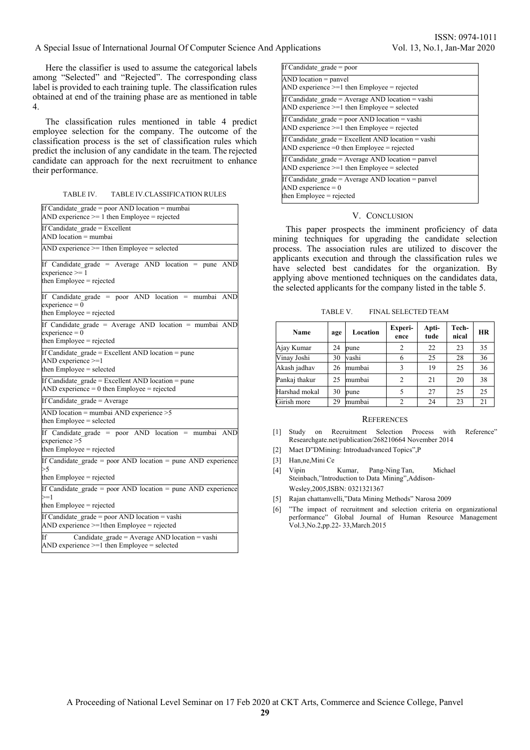Here the classifier is used to assume the categorical labels among "Selected" and "Rejected". The corresponding class label is provided to each training tuple. The classification rules obtained at end of the training phase are as mentioned in table 4.

The classification rules mentioned in table 4 predict employee selection for the company. The outcome of the classification process is the set of classification rules which predict the inclusion of any candidate in the team. The rejected candidate can approach for the next recruitment to enhance their performance.

TABLE IV. TABLE IV.CLASSIFICATION RULES

| |
|---|
| If Candidate_grade = poor AND location = mumbai AND experience >= 1 then Employee = rejected |
| If Candidate_grade = Excellent AND location = mumbai |
| AND experience >= 1then Employee = selected |
| If Candidate_grade = Average AND location = pune AND experience >= 1 then Employee = rejected |
| If Candidate_grade = poor AND location = mumbai AND experience = 0 then Employee = rejected |
| If Candidate_grade = Average AND location = mumbai AND experience = 0 then Employee = rejected |
| If Candidate_grade = Excellent AND location = pune AND experience >=1 then Employee = selected |
| If Candidate_grade = Excellent AND location = pune AND experience = 0 then Employee = rejected |
| If Candidate_grade = Average |
| AND location = mumbai AND experience >5 then Employee = selected |
| If Candidate_grade = poor AND location = mumbai AND experience >5 then Employee = rejected |
| If Candidate_grade = poor AND location = pune AND experience >5 then Employee = rejected |
| If Candidate_grade = poor AND location = pune AND experience >=1 then Employee = rejected |
| If Candidate_grade = poor AND location = vashi AND experience >=1then Employee = rejected |
| If Candidate_grade = Average AND location = vashi AND experience >=1 then Employee = selected |
| If Candidate_grade = poor |
| AND location = panvel AND experience >=1 then Employee = rejected |
| If Candidate_grade = Average AND location = vashi AND experience >=1 then Employee = selected |
| If Candidate_grade = poor AND location = vashi AND experience >=1 then Employee = rejected |
| If Candidate_grade = Excellent AND location = vashi AND experience =0 then Employee = rejected |
| If Candidate_grade = Average AND location = panvel AND experience >=1 then Employee = selected |
| If Candidate_grade = Average AND location = panvel AND experience = 0 then Employee = rejected |

## V. CONCLUSION

This paper prospects the imminent proficiency of data mining techniques for upgrading the candidate selection process. The association rules are utilized to discover the applicants execution and through the classification rules we have selected best candidates for the organization. By applying above mentioned techniques on the candidates data, the selected applicants for the company listed in the table 5.

TABLE V. FINAL SELECTED TEAM

| Name | age | Location | Experi-ence | Apti-tude | Tech-nical | HR |
|---|---|---|---|---|---|---|
| Ajay Kumar | 24 | pune | 2 | 22 | 23 | 35 |
| Vinay Joshi | 30 | vashi | 6 | 25 | 28 | 36 |
| Akash jadhav | 26 | mumbai | 3 | 19 | 25 | 36 |
| Pankaj thakur | 25 | mumbai | 2 | 21 | 20 | 38 |
| Harshad mokal | 30 | pune | 5 | 27 | 25 | 25 |
| Girish more | 29 | mumbai | 2 | 24 | 23 | 21 |

## REFERENCES

[1] Study on Recruitment Selection Process with Reference" Researchgate.net/publication/268210664 November 2014

[2] Maet D"DMining: Introduadvanced Topics",P

[3] Han,ne,Mini Ce

[4] Vipin Kumar, Pang-Ning Tan, Michael Steinbach,"Introduction to Data Mining",Addison-Wesley,2005,ISBN: 0321321367

[5] Rajan chattamvelli,"Data Mining Methods" Narosa 2009

[6] "The impact of recruitment and selection criteria on organizational performance" Global Journal of Human Resource Management Vol.3,No.2,pp.22- 33,March.2015